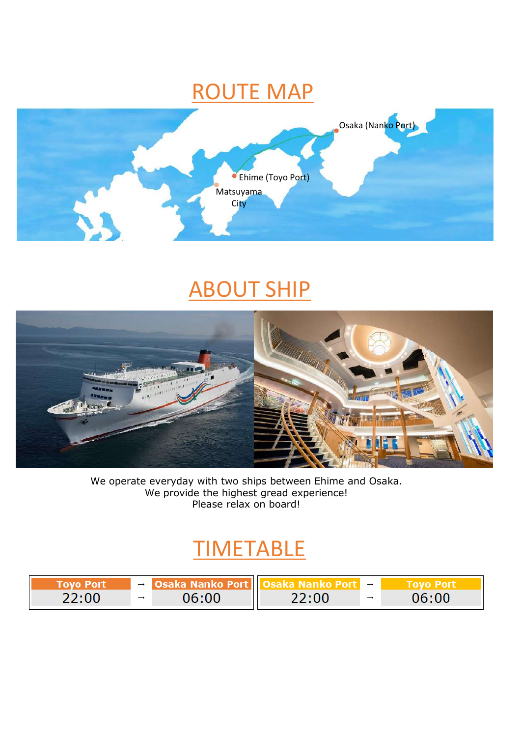# ROUTE MAP

Osaka (Nanko Port)

Ehime (Toyo Port)

Matsuyama City

# ABOUT SHIP

We operate everyday with two ships between Ehime and Osaka.
We provide the highest gread experience!
Please relax on board!

# TIMETABLE

| Toyo Port | → | Osaka Nanko Port | Osaka Nanko Port | → | Toyo Port |
|---|---|---|---|---|---|
| 22:00 | → | 06:00 | 22:00 | → | 06:00 |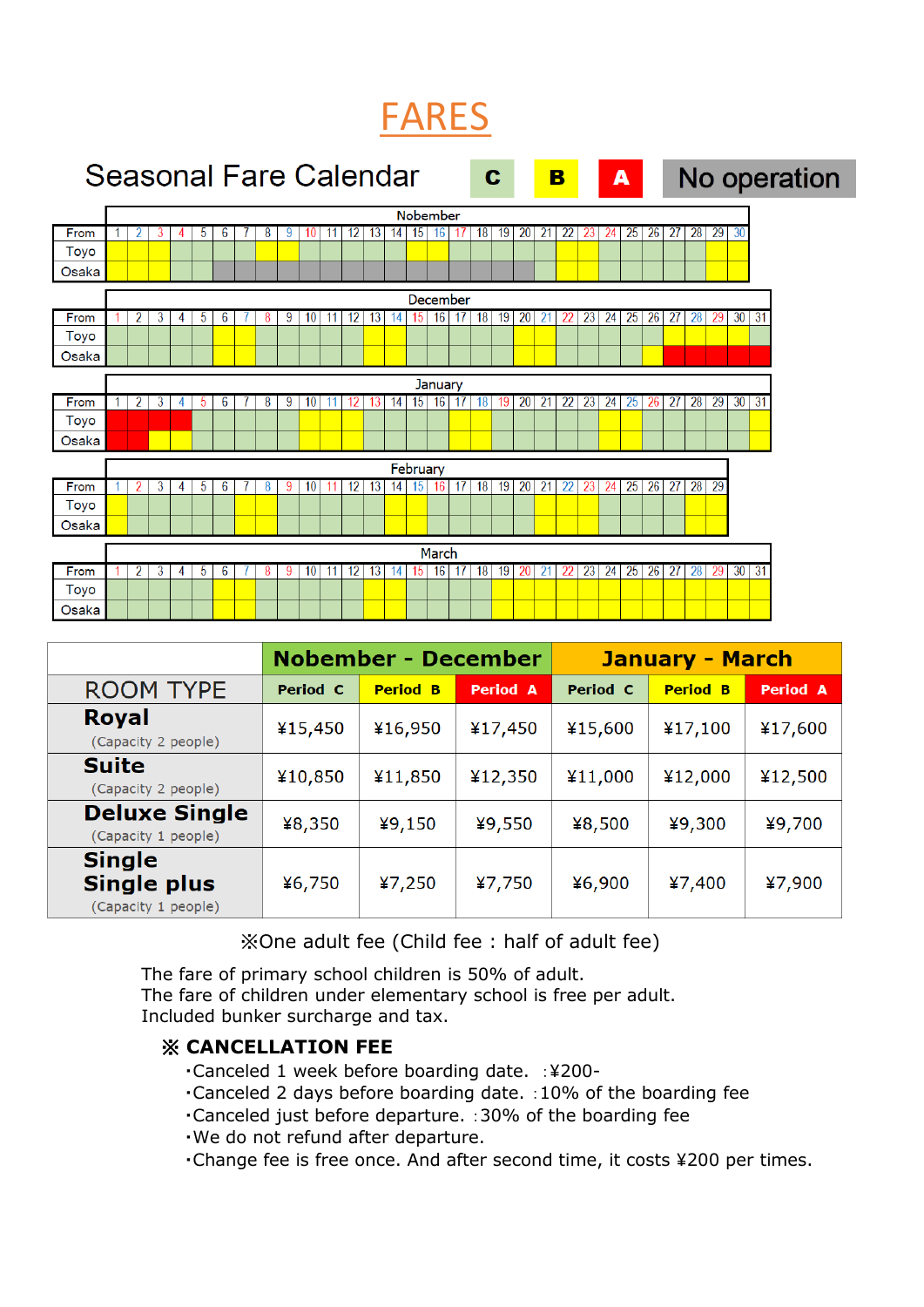# FARES

## Seasonal Fare Calendar

Legend: C | B | A | No operation

(The calendar grid for November ("Nobember"), December, January, February and March shows color-coded fare periods for departures from Toyo and Osaka.)

| ROOM TYPE | Nobember - December | | | January - March | | |
|---|---|---|---|---|---|---|
| | Period C | Period B | Period A | Period C | Period B | Period A |
| **Royal** (Capacity 2 people) | ¥15,450 | ¥16,950 | ¥17,450 | ¥15,600 | ¥17,100 | ¥17,600 |
| **Suite** (Capacity 2 people) | ¥10,850 | ¥11,850 | ¥12,350 | ¥11,000 | ¥12,000 | ¥12,500 |
| **Deluxe Single** (Capacity 1 people) | ¥8,350 | ¥9,150 | ¥9,550 | ¥8,500 | ¥9,300 | ¥9,700 |
| **Single Single plus** (Capacity 1 people) | ¥6,750 | ¥7,250 | ¥7,750 | ¥6,900 | ¥7,400 | ¥7,900 |

※One adult fee (Child fee : half of adult fee)

The fare of primary school children is 50% of adult.
The fare of children under elementary school is free per adult.
Included bunker surcharge and tax.

### ※ CANCELLATION FEE

- Canceled 1 week before boarding date. :¥200-
- Canceled 2 days before boarding date. :10% of the boarding fee
- Canceled just before departure. :30% of the boarding fee
- We do not refund after departure.
- Change fee is free once. And after second time, it costs ¥200 per times.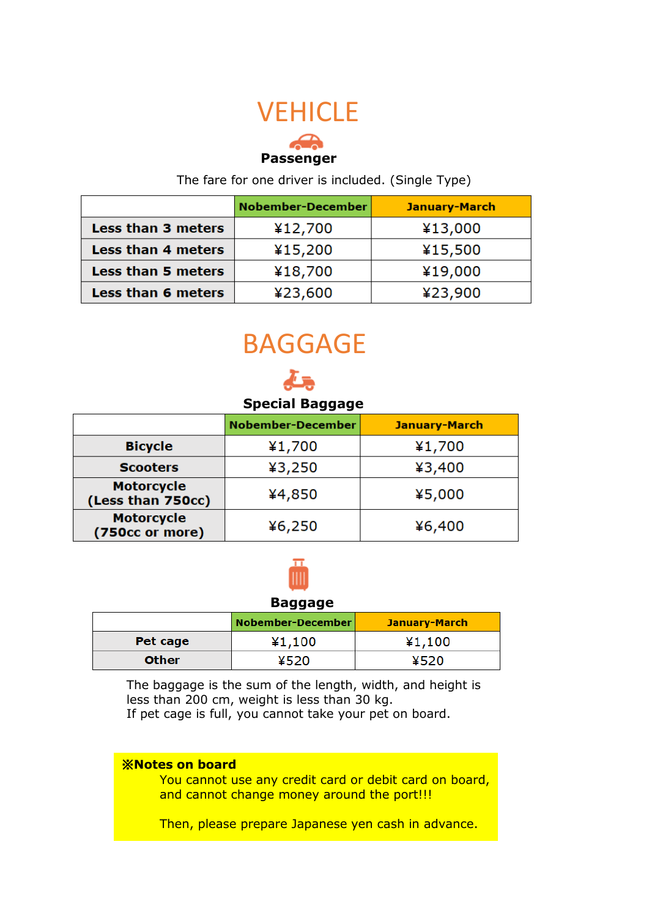# VEHICLE

### Passenger

The fare for one driver is included. (Single Type)

| | Nobember-December | January-March |
|---|---|---|
| **Less than 3 meters** | ¥12,700 | ¥13,000 |
| **Less than 4 meters** | ¥15,200 | ¥15,500 |
| **Less than 5 meters** | ¥18,700 | ¥19,000 |
| **Less than 6 meters** | ¥23,600 | ¥23,900 |

# BAGGAGE

### Special Baggage

| | Nobember-December | January-March |
|---|---|---|
| **Bicycle** | ¥1,700 | ¥1,700 |
| **Scooters** | ¥3,250 | ¥3,400 |
| **Motorcycle (Less than 750cc)** | ¥4,850 | ¥5,000 |
| **Motorcycle (750cc or more)** | ¥6,250 | ¥6,400 |

### Baggage

| | Nobember-December | January-March |
|---|---|---|
| **Pet cage** | ¥1,100 | ¥1,100 |
| **Other** | ¥520 | ¥520 |

The baggage is the sum of the length, width, and height is less than 200 cm, weight is less than 30 kg.
If pet cage is full, you cannot take your pet on board.

**※Notes on board**

You cannot use any credit card or debit card on board, and cannot change money around the port!!!

Then, please prepare Japanese yen cash in advance.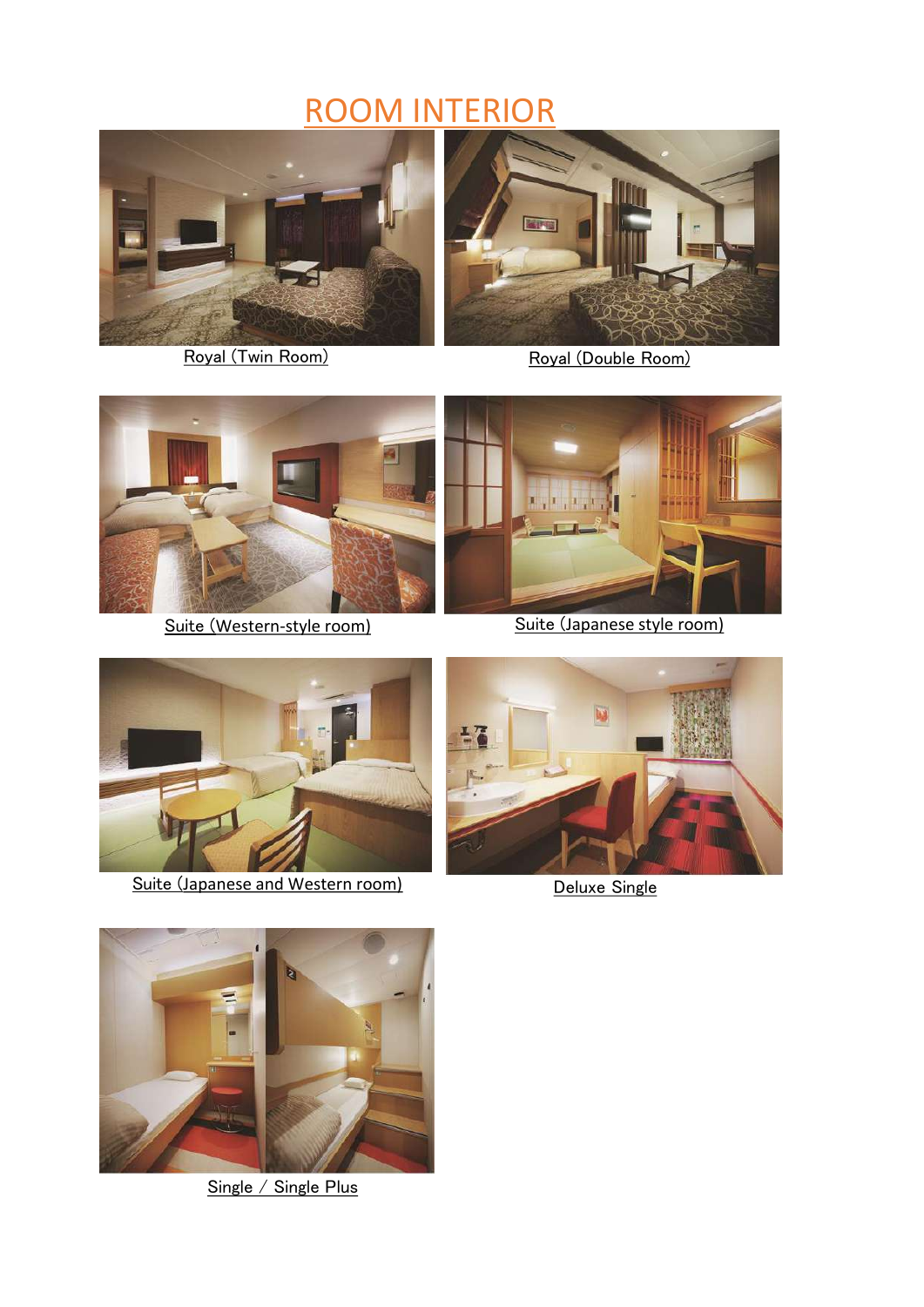# ROOM INTERIOR

Royal (Twin Room)

Royal (Double Room)

Suite (Western-style room)

Suite (Japanese style room)

Suite (Japanese and Western room)

Deluxe Single

Single / Single Plus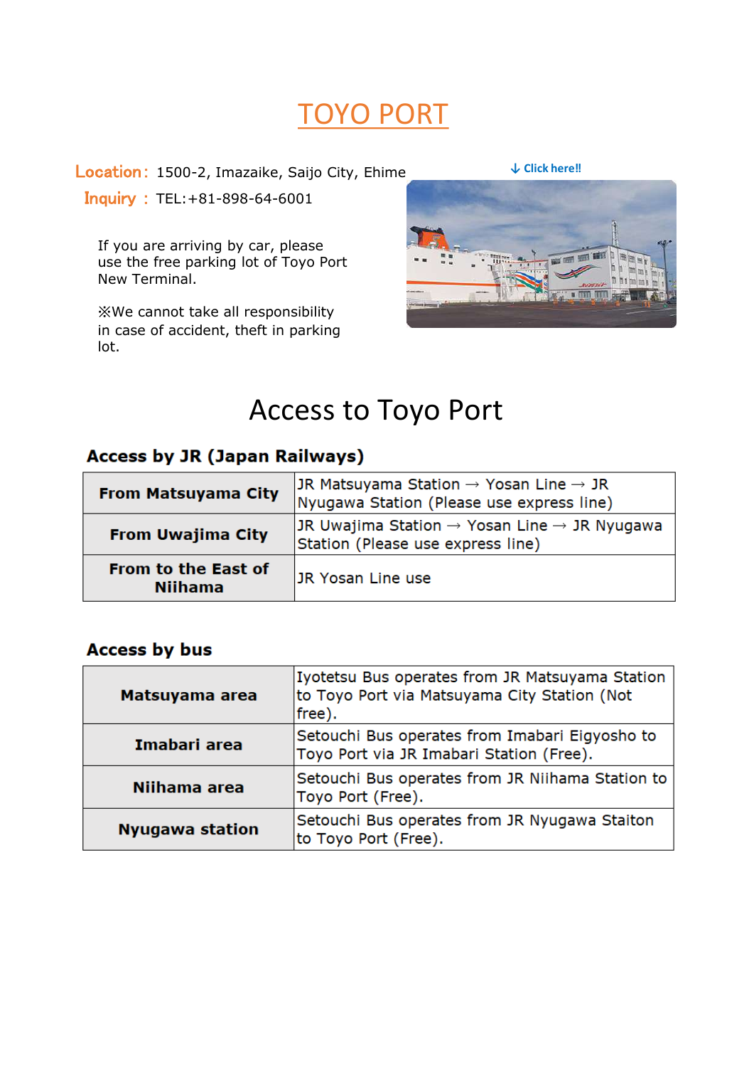# TOYO PORT

**Location**：1500-2, Imazaike, Saijo City, Ehime

**Inquiry**：TEL:+81-898-64-6001

↓ Click here!!

If you are arriving by car, please use the free parking lot of Toyo Port New Terminal.

※We cannot take all responsibility in case of accident, theft in parking lot.

## Access to Toyo Port

### Access by JR (Japan Railways)

| | |
|---|---|
| **From Matsuyama City** | JR Matsuyama Station → Yosan Line → JR Nyugawa Station (Please use express line) |
| **From Uwajima City** | JR Uwajima Station → Yosan Line → JR Nyugawa Station (Please use express line) |
| **From to the East of Niihama** | JR Yosan Line use |

### Access by bus

| | |
|---|---|
| **Matsuyama area** | Iyotetsu Bus operates from JR Matsuyama Station to Toyo Port via Matsuyama City Station (Not free). |
| **Imabari area** | Setouchi Bus operates from Imabari Eigyosho to Toyo Port via JR Imabari Station (Free). |
| **Niihama area** | Setouchi Bus operates from JR Niihama Station to Toyo Port (Free). |
| **Nyugawa station** | Setouchi Bus operates from JR Nyugawa Staiton to Toyo Port (Free). |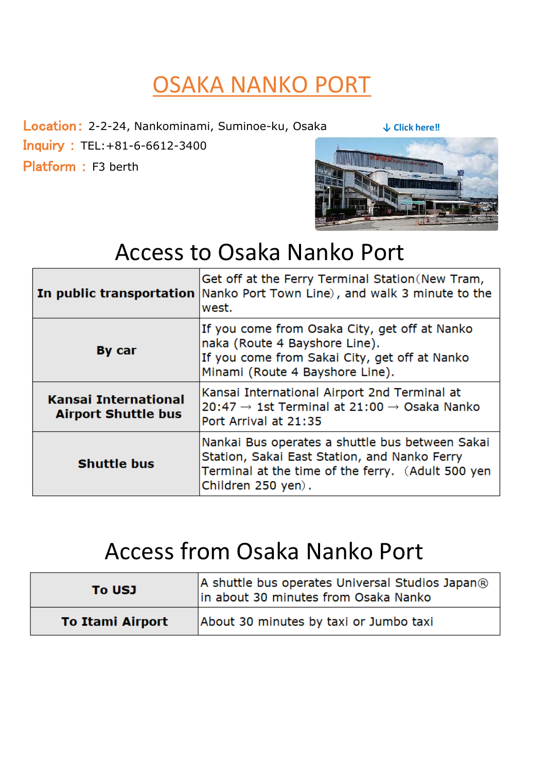# OSAKA NANKO PORT

**Location：** 2-2-24, Nankominami, Suminoe-ku, Osaka

**Inquiry ：** TEL:+81-6-6612-3400

**Platform ：** F3 berth

↓ Click here!!

## Access to Osaka Nanko Port

| | |
|---|---|
| **In public transportation** | Get off at the Ferry Terminal Station（New Tram, Nanko Port Town Line）, and walk 3 minute to the west. |
| **By car** | If you come from Osaka City, get off at Nanko naka (Route 4 Bayshore Line).<br>If you come from Sakai City, get off at Nanko Minami (Route 4 Bayshore Line). |
| **Kansai International Airport Shuttle bus** | Kansai International Airport 2nd Terminal at 20:47 → 1st Terminal at 21:00 → Osaka Nanko Port Arrival at 21:35 |
| **Shuttle bus** | Nankai Bus operates a shuttle bus between Sakai Station, Sakai East Station, and Nanko Ferry Terminal at the time of the ferry. （Adult 500 yen Children 250 yen）. |

## Access from Osaka Nanko Port

| | |
|---|---|
| **To USJ** | A shuttle bus operates Universal Studios Japan® in about 30 minutes from Osaka Nanko |
| **To Itami Airport** | About 30 minutes by taxi or Jumbo taxi |